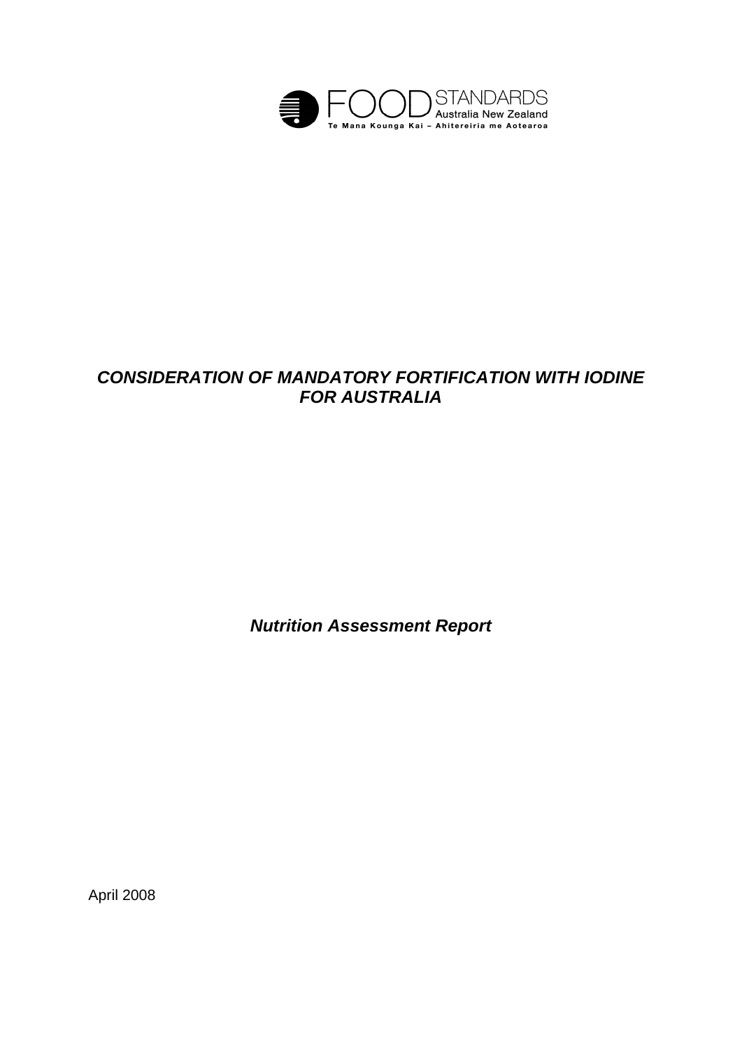FOOD STANDARDS Australia New Zealand

Te Mana Kounga Kai – Ahitereiria me Aotearoa

# *CONSIDERATION OF MANDATORY FORTIFICATION WITH IODINE FOR AUSTRALIA*

## *Nutrition Assessment Report*

April 2008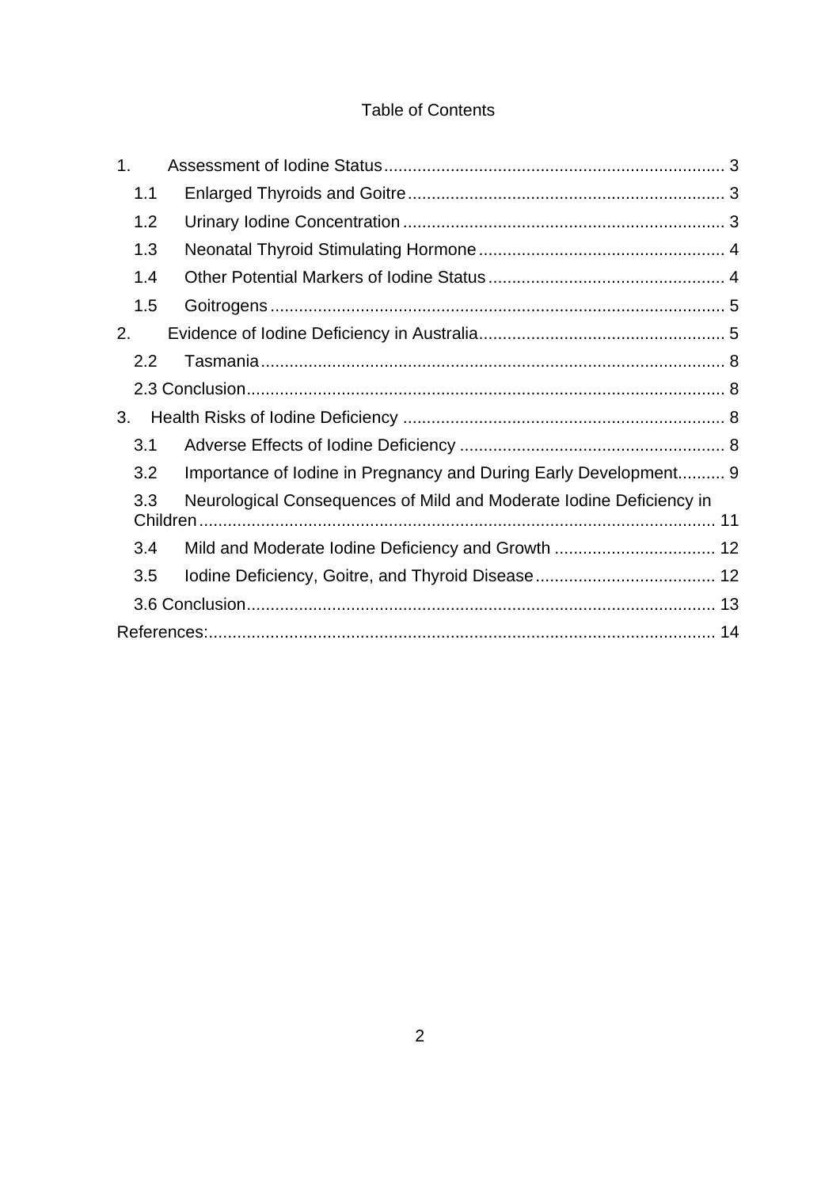# Table of Contents

1. Assessment of Iodine Status .......................................................................... 3
   - 1.1 Enlarged Thyroids and Goitre .......................................................................... 3
   - 1.2 Urinary Iodine Concentration .......................................................................... 3
   - 1.3 Neonatal Thyroid Stimulating Hormone .......................................................................... 4
   - 1.4 Other Potential Markers of Iodine Status .......................................................................... 4
   - 1.5 Goitrogens .......................................................................... 5
2. Evidence of Iodine Deficiency in Australia .......................................................................... 5
   - 2.2 Tasmania .......................................................................... 8
   - 2.3 Conclusion .......................................................................... 8
3. Health Risks of Iodine Deficiency .......................................................................... 8
   - 3.1 Adverse Effects of Iodine Deficiency .......................................................................... 8
   - 3.2 Importance of Iodine in Pregnancy and During Early Development .......................................................................... 9
   - 3.3 Neurological Consequences of Mild and Moderate Iodine Deficiency in Children .......................................................................... 11
   - 3.4 Mild and Moderate Iodine Deficiency and Growth .......................................................................... 12
   - 3.5 Iodine Deficiency, Goitre, and Thyroid Disease .......................................................................... 12
   - 3.6 Conclusion .......................................................................... 13

References: .......................................................................... 14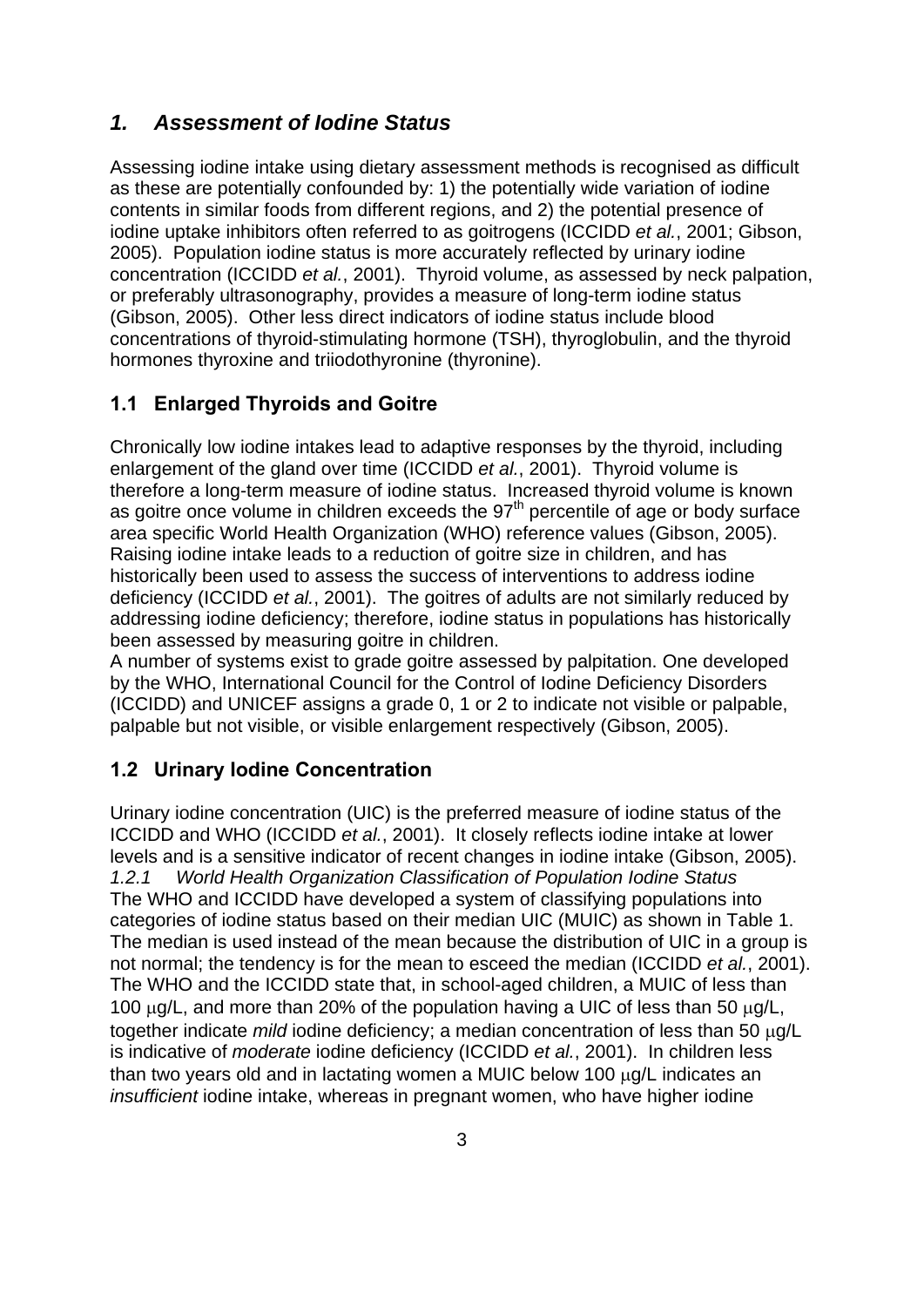## 1. *Assessment of Iodine Status*

Assessing iodine intake using dietary assessment methods is recognised as difficult as these are potentially confounded by: 1) the potentially wide variation of iodine contents in similar foods from different regions, and 2) the potential presence of iodine uptake inhibitors often referred to as goitrogens (ICCIDD *et al.*, 2001; Gibson, 2005). Population iodine status is more accurately reflected by urinary iodine concentration (ICCIDD *et al.*, 2001). Thyroid volume, as assessed by neck palpation, or preferably ultrasonography, provides a measure of long-term iodine status (Gibson, 2005). Other less direct indicators of iodine status include blood concentrations of thyroid-stimulating hormone (TSH), thyroglobulin, and the thyroid hormones thyroxine and triiodothyronine (thyronine).

### 1.1 Enlarged Thyroids and Goitre

Chronically low iodine intakes lead to adaptive responses by the thyroid, including enlargement of the gland over time (ICCIDD *et al.*, 2001). Thyroid volume is therefore a long-term measure of iodine status. Increased thyroid volume is known as goitre once volume in children exceeds the 97$^{th}$ percentile of age or body surface area specific World Health Organization (WHO) reference values (Gibson, 2005). Raising iodine intake leads to a reduction of goitre size in children, and has historically been used to assess the success of interventions to address iodine deficiency (ICCIDD *et al.*, 2001). The goitres of adults are not similarly reduced by addressing iodine deficiency; therefore, iodine status in populations has historically been assessed by measuring goitre in children.

A number of systems exist to grade goitre assessed by palpitation. One developed by the WHO, International Council for the Control of Iodine Deficiency Disorders (ICCIDD) and UNICEF assigns a grade 0, 1 or 2 to indicate not visible or palpable, palpable but not visible, or visible enlargement respectively (Gibson, 2005).

### 1.2 Urinary Iodine Concentration

Urinary iodine concentration (UIC) is the preferred measure of iodine status of the ICCIDD and WHO (ICCIDD *et al.*, 2001). It closely reflects iodine intake at lower levels and is a sensitive indicator of recent changes in iodine intake (Gibson, 2005).

#### *1.2.1 World Health Organization Classification of Population Iodine Status*

The WHO and ICCIDD have developed a system of classifying populations into categories of iodine status based on their median UIC (MUIC) as shown in Table 1. The median is used instead of the mean because the distribution of UIC in a group is not normal; the tendency is for the mean to esceed the median (ICCIDD *et al.*, 2001). The WHO and the ICCIDD state that, in school-aged children, a MUIC of less than 100 μg/L, and more than 20% of the population having a UIC of less than 50 μg/L, together indicate *mild* iodine deficiency; a median concentration of less than 50 μg/L is indicative of *moderate* iodine deficiency (ICCIDD *et al.*, 2001). In children less than two years old and in lactating women a MUIC below 100 μg/L indicates an *insufficient* iodine intake, whereas in pregnant women, who have higher iodine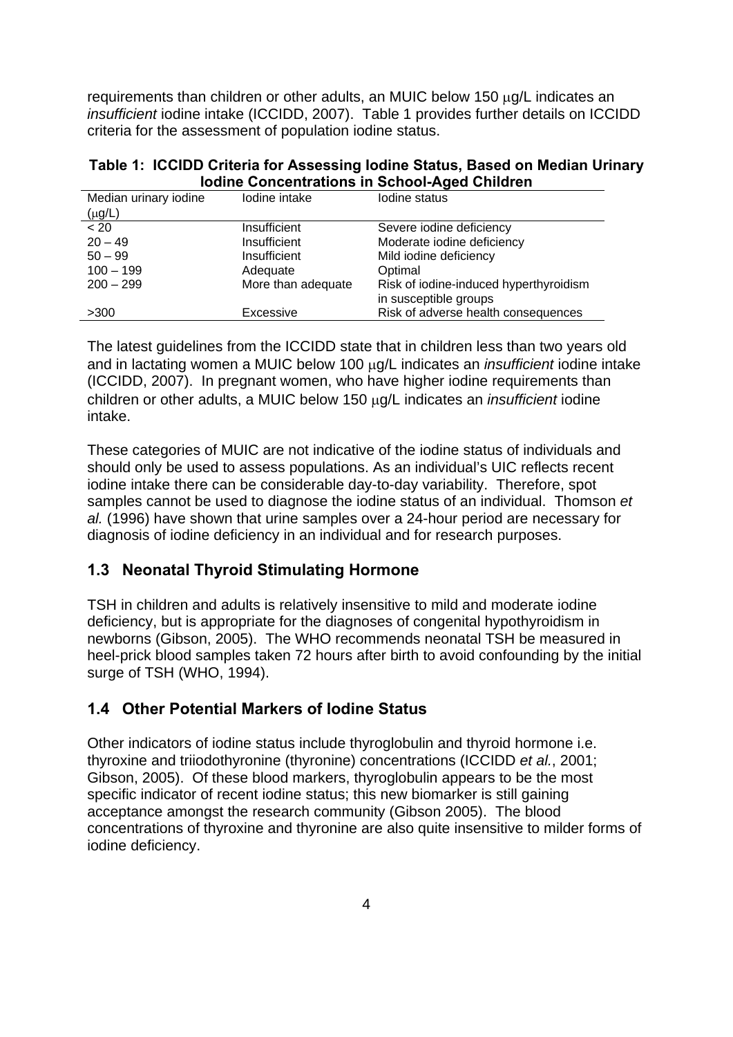requirements than children or other adults, an MUIC below 150 μg/L indicates an *insufficient* iodine intake (ICCIDD, 2007). Table 1 provides further details on ICCIDD criteria for the assessment of population iodine status.

**Table 1: ICCIDD Criteria for Assessing Iodine Status, Based on Median Urinary Iodine Concentrations in School-Aged Children**

| Median urinary iodine (μg/L) | Iodine intake | Iodine status |
|---|---|---|
| < 20 | Insufficient | Severe iodine deficiency |
| 20 – 49 | Insufficient | Moderate iodine deficiency |
| 50 – 99 | Insufficient | Mild iodine deficiency |
| 100 – 199 | Adequate | Optimal |
| 200 – 299 | More than adequate | Risk of iodine-induced hyperthyroidism in susceptible groups |
| >300 | Excessive | Risk of adverse health consequences |

The latest guidelines from the ICCIDD state that in children less than two years old and in lactating women a MUIC below 100 μg/L indicates an *insufficient* iodine intake (ICCIDD, 2007). In pregnant women, who have higher iodine requirements than children or other adults, a MUIC below 150 μg/L indicates an *insufficient* iodine intake.

These categories of MUIC are not indicative of the iodine status of individuals and should only be used to assess populations. As an individual's UIC reflects recent iodine intake there can be considerable day-to-day variability. Therefore, spot samples cannot be used to diagnose the iodine status of an individual. Thomson *et al.* (1996) have shown that urine samples over a 24-hour period are necessary for diagnosis of iodine deficiency in an individual and for research purposes.

## 1.3 Neonatal Thyroid Stimulating Hormone

TSH in children and adults is relatively insensitive to mild and moderate iodine deficiency, but is appropriate for the diagnoses of congenital hypothyroidism in newborns (Gibson, 2005). The WHO recommends neonatal TSH be measured in heel-prick blood samples taken 72 hours after birth to avoid confounding by the initial surge of TSH (WHO, 1994).

## 1.4 Other Potential Markers of Iodine Status

Other indicators of iodine status include thyroglobulin and thyroid hormone i.e. thyroxine and triiodothyronine (thyronine) concentrations (ICCIDD *et al.*, 2001; Gibson, 2005). Of these blood markers, thyroglobulin appears to be the most specific indicator of recent iodine status; this new biomarker is still gaining acceptance amongst the research community (Gibson 2005). The blood concentrations of thyroxine and thyronine are also quite insensitive to milder forms of iodine deficiency.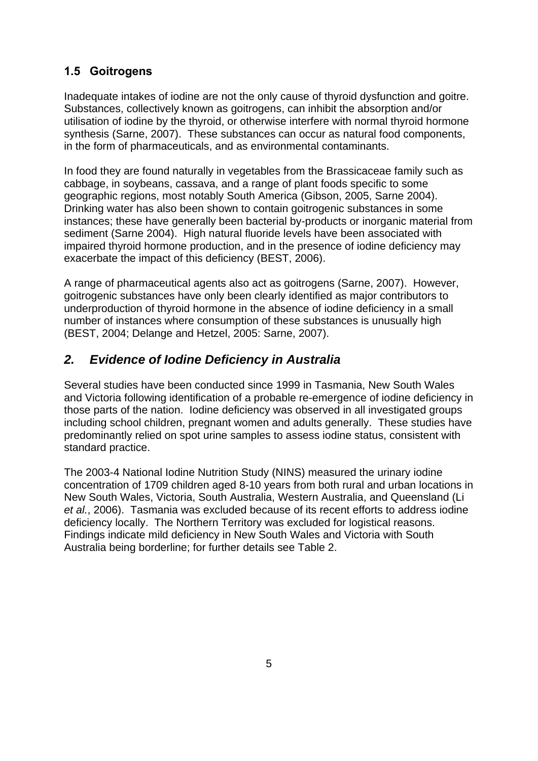### 1.5 Goitrogens

Inadequate intakes of iodine are not the only cause of thyroid dysfunction and goitre. Substances, collectively known as goitrogens, can inhibit the absorption and/or utilisation of iodine by the thyroid, or otherwise interfere with normal thyroid hormone synthesis (Sarne, 2007). These substances can occur as natural food components, in the form of pharmaceuticals, and as environmental contaminants.

In food they are found naturally in vegetables from the Brassicaceae family such as cabbage, in soybeans, cassava, and a range of plant foods specific to some geographic regions, most notably South America (Gibson, 2005, Sarne 2004). Drinking water has also been shown to contain goitrogenic substances in some instances; these have generally been bacterial by-products or inorganic material from sediment (Sarne 2004). High natural fluoride levels have been associated with impaired thyroid hormone production, and in the presence of iodine deficiency may exacerbate the impact of this deficiency (BEST, 2006).

A range of pharmaceutical agents also act as goitrogens (Sarne, 2007). However, goitrogenic substances have only been clearly identified as major contributors to underproduction of thyroid hormone in the absence of iodine deficiency in a small number of instances where consumption of these substances is unusually high (BEST, 2004; Delange and Hetzel, 2005: Sarne, 2007).

## *2. Evidence of Iodine Deficiency in Australia*

Several studies have been conducted since 1999 in Tasmania, New South Wales and Victoria following identification of a probable re-emergence of iodine deficiency in those parts of the nation. Iodine deficiency was observed in all investigated groups including school children, pregnant women and adults generally. These studies have predominantly relied on spot urine samples to assess iodine status, consistent with standard practice.

The 2003-4 National Iodine Nutrition Study (NINS) measured the urinary iodine concentration of 1709 children aged 8-10 years from both rural and urban locations in New South Wales, Victoria, South Australia, Western Australia, and Queensland (Li *et al.*, 2006). Tasmania was excluded because of its recent efforts to address iodine deficiency locally. The Northern Territory was excluded for logistical reasons. Findings indicate mild deficiency in New South Wales and Victoria with South Australia being borderline; for further details see Table 2.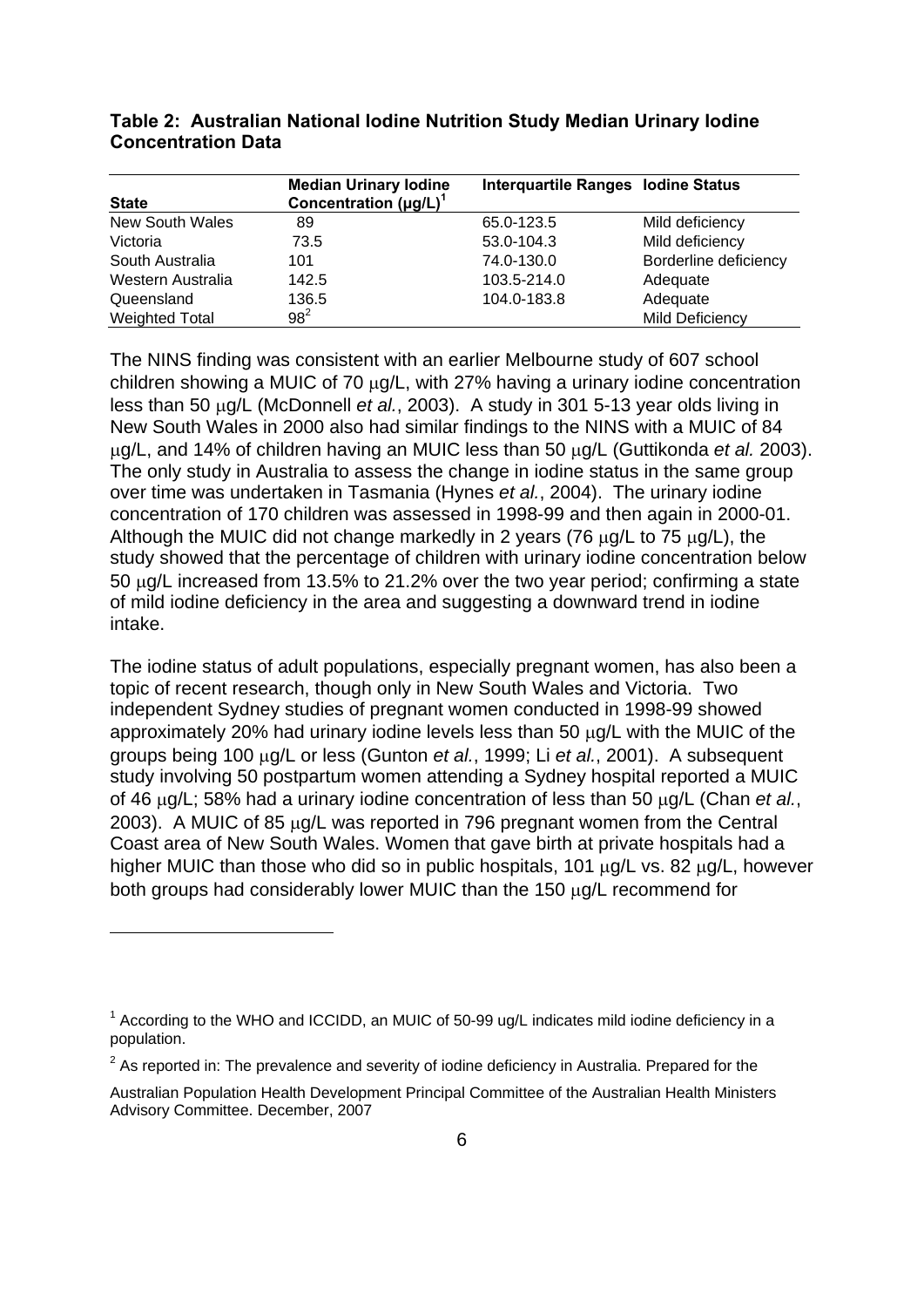**Table 2: Australian National Iodine Nutrition Study Median Urinary Iodine Concentration Data**

| State | Median Urinary Iodine Concentration (μg/L)[1] | Interquartile Ranges | Iodine Status |
|---|---|---|---|
| New South Wales | 89 | 65.0-123.5 | Mild deficiency |
| Victoria | 73.5 | 53.0-104.3 | Mild deficiency |
| South Australia | 101 | 74.0-130.0 | Borderline deficiency |
| Western Australia | 142.5 | 103.5-214.0 | Adequate |
| Queensland | 136.5 | 104.0-183.8 | Adequate |
| Weighted Total | 98[2] | | Mild Deficiency |

The NINS finding was consistent with an earlier Melbourne study of 607 school children showing a MUIC of 70 μg/L, with 27% having a urinary iodine concentration less than 50 μg/L (McDonnell *et al.*, 2003). A study in 301 5-13 year olds living in New South Wales in 2000 also had similar findings to the NINS with a MUIC of 84 μg/L, and 14% of children having an MUIC less than 50 μg/L (Guttikonda *et al.* 2003). The only study in Australia to assess the change in iodine status in the same group over time was undertaken in Tasmania (Hynes *et al.*, 2004). The urinary iodine concentration of 170 children was assessed in 1998-99 and then again in 2000-01. Although the MUIC did not change markedly in 2 years (76 μg/L to 75 μg/L), the study showed that the percentage of children with urinary iodine concentration below 50 μg/L increased from 13.5% to 21.2% over the two year period; confirming a state of mild iodine deficiency in the area and suggesting a downward trend in iodine intake.

The iodine status of adult populations, especially pregnant women, has also been a topic of recent research, though only in New South Wales and Victoria. Two independent Sydney studies of pregnant women conducted in 1998-99 showed approximately 20% had urinary iodine levels less than 50 μg/L with the MUIC of the groups being 100 μg/L or less (Gunton *et al.*, 1999; Li *et al.*, 2001). A subsequent study involving 50 postpartum women attending a Sydney hospital reported a MUIC of 46 μg/L; 58% had a urinary iodine concentration of less than 50 μg/L (Chan *et al.*, 2003). A MUIC of 85 μg/L was reported in 796 pregnant women from the Central Coast area of New South Wales. Women that gave birth at private hospitals had a higher MUIC than those who did so in public hospitals, 101 μg/L vs. 82 μg/L, however both groups had considerably lower MUIC than the 150 μg/L recommend for

---

[1] According to the WHO and ICCIDD, an MUIC of 50-99 ug/L indicates mild iodine deficiency in a population.

[2] As reported in: The prevalence and severity of iodine deficiency in Australia. Prepared for the Australian Population Health Development Principal Committee of the Australian Health Ministers Advisory Committee. December, 2007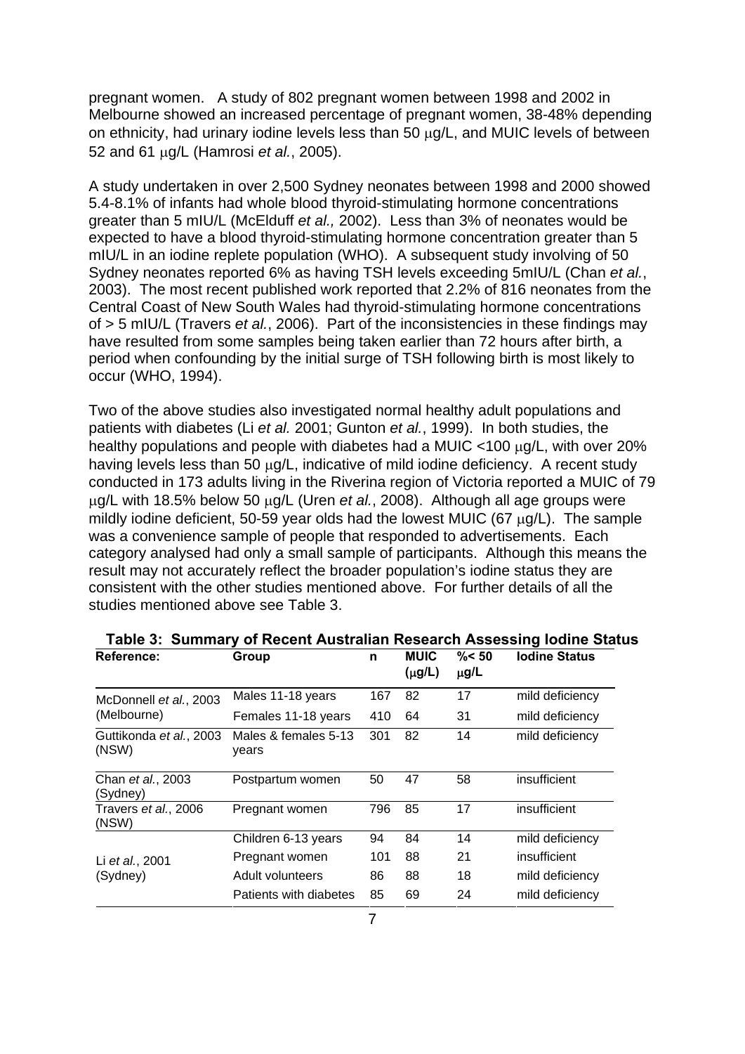pregnant women. A study of 802 pregnant women between 1998 and 2002 in Melbourne showed an increased percentage of pregnant women, 38-48% depending on ethnicity, had urinary iodine levels less than 50 μg/L, and MUIC levels of between 52 and 61 μg/L (Hamrosi *et al.*, 2005).

A study undertaken in over 2,500 Sydney neonates between 1998 and 2000 showed 5.4-8.1% of infants had whole blood thyroid-stimulating hormone concentrations greater than 5 mIU/L (McElduff *et al.,* 2002). Less than 3% of neonates would be expected to have a blood thyroid-stimulating hormone concentration greater than 5 mIU/L in an iodine replete population (WHO). A subsequent study involving of 50 Sydney neonates reported 6% as having TSH levels exceeding 5mIU/L (Chan *et al.*, 2003). The most recent published work reported that 2.2% of 816 neonates from the Central Coast of New South Wales had thyroid-stimulating hormone concentrations of > 5 mIU/L (Travers *et al.*, 2006). Part of the inconsistencies in these findings may have resulted from some samples being taken earlier than 72 hours after birth, a period when confounding by the initial surge of TSH following birth is most likely to occur (WHO, 1994).

Two of the above studies also investigated normal healthy adult populations and patients with diabetes (Li *et al.* 2001; Gunton *et al.*, 1999). In both studies, the healthy populations and people with diabetes had a MUIC <100 μg/L, with over 20% having levels less than 50 μg/L, indicative of mild iodine deficiency. A recent study conducted in 173 adults living in the Riverina region of Victoria reported a MUIC of 79 μg/L with 18.5% below 50 μg/L (Uren *et al.*, 2008). Although all age groups were mildly iodine deficient, 50-59 year olds had the lowest MUIC (67 μg/L). The sample was a convenience sample of people that responded to advertisements. Each category analysed had only a small sample of participants. Although this means the result may not accurately reflect the broader population's iodine status they are consistent with the other studies mentioned above. For further details of all the studies mentioned above see Table 3.

**Table 3: Summary of Recent Australian Research Assessing Iodine Status**

| Reference: | Group | n | MUIC (μg/L) | %< 50 μg/L | Iodine Status |
|---|---|---|---|---|---|
| McDonnell *et al.*, 2003 (Melbourne) | Males 11-18 years | 167 | 82 | 17 | mild deficiency |
| | Females 11-18 years | 410 | 64 | 31 | mild deficiency |
| Guttikonda *et al.*, 2003 (NSW) | Males & females 5-13 years | 301 | 82 | 14 | mild deficiency |
| Chan *et al.*, 2003 (Sydney) | Postpartum women | 50 | 47 | 58 | insufficient |
| Travers *et al.*, 2006 (NSW) | Pregnant women | 796 | 85 | 17 | insufficient |
| Li *et al.*, 2001 (Sydney) | Children 6-13 years | 94 | 84 | 14 | mild deficiency |
| | Pregnant women | 101 | 88 | 21 | insufficient |
| | Adult volunteers | 86 | 88 | 18 | mild deficiency |
| | Patients with diabetes | 85 | 69 | 24 | mild deficiency |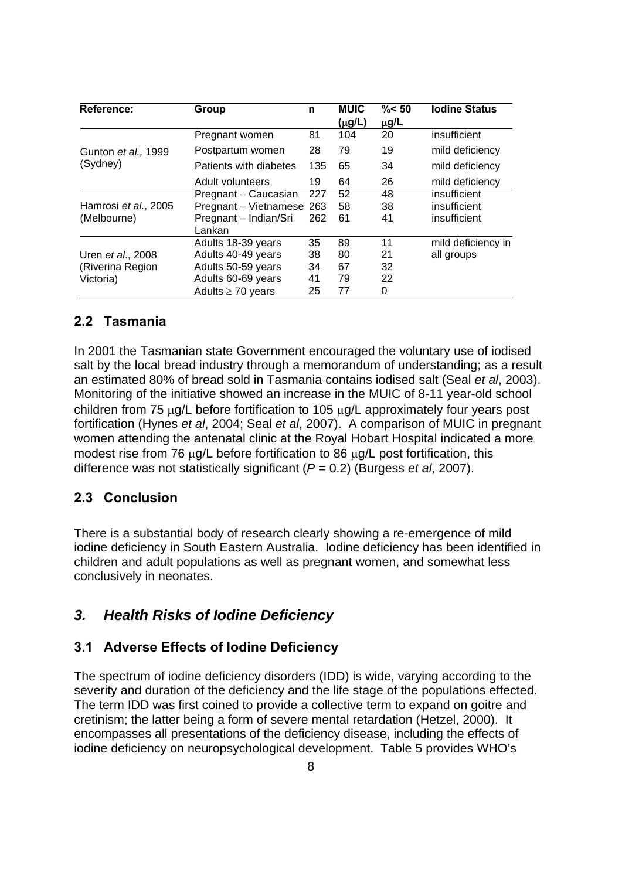| Reference: | Group | n | MUIC (μg/L) | %< 50 μg/L | Iodine Status |
|---|---|---|---|---|---|
| Gunton *et al.,* 1999 (Sydney) | Pregnant women | 81 | 104 | 20 | insufficient |
| | Postpartum women | 28 | 79 | 19 | mild deficiency |
| | Patients with diabetes | 135 | 65 | 34 | mild deficiency |
| | Adult volunteers | 19 | 64 | 26 | mild deficiency |
| Hamrosi *et al.*, 2005 (Melbourne) | Pregnant – Caucasian | 227 | 52 | 48 | insufficient |
| | Pregnant – Vietnamese | 263 | 58 | 38 | insufficient |
| | Pregnant – Indian/Sri Lankan | 262 | 61 | 41 | insufficient |
| Uren *et al*., 2008 (Riverina Region Victoria) | Adults 18-39 years | 35 | 89 | 11 | mild deficiency in all groups |
| | Adults 40-49 years | 38 | 80 | 21 | |
| | Adults 50-59 years | 34 | 67 | 32 | |
| | Adults 60-69 years | 41 | 79 | 22 | |
| | Adults ≥ 70 years | 25 | 77 | 0 | |

## 2.2 Tasmania

In 2001 the Tasmanian state Government encouraged the voluntary use of iodised salt by the local bread industry through a memorandum of understanding; as a result an estimated 80% of bread sold in Tasmania contains iodised salt (Seal *et al*, 2003). Monitoring of the initiative showed an increase in the MUIC of 8-11 year-old school children from 75 μg/L before fortification to 105 μg/L approximately four years post fortification (Hynes *et al*, 2004; Seal *et al*, 2007). A comparison of MUIC in pregnant women attending the antenatal clinic at the Royal Hobart Hospital indicated a more modest rise from 76 μg/L before fortification to 86 μg/L post fortification, this difference was not statistically significant ($P = 0.2$) (Burgess *et al*, 2007).

## 2.3 Conclusion

There is a substantial body of research clearly showing a re-emergence of mild iodine deficiency in South Eastern Australia. Iodine deficiency has been identified in children and adult populations as well as pregnant women, and somewhat less conclusively in neonates.

# *3. Health Risks of Iodine Deficiency*

## 3.1 Adverse Effects of Iodine Deficiency

The spectrum of iodine deficiency disorders (IDD) is wide, varying according to the severity and duration of the deficiency and the life stage of the populations effected. The term IDD was first coined to provide a collective term to expand on goitre and cretinism; the latter being a form of severe mental retardation (Hetzel, 2000). It encompasses all presentations of the deficiency disease, including the effects of iodine deficiency on neuropsychological development. Table 5 provides WHO's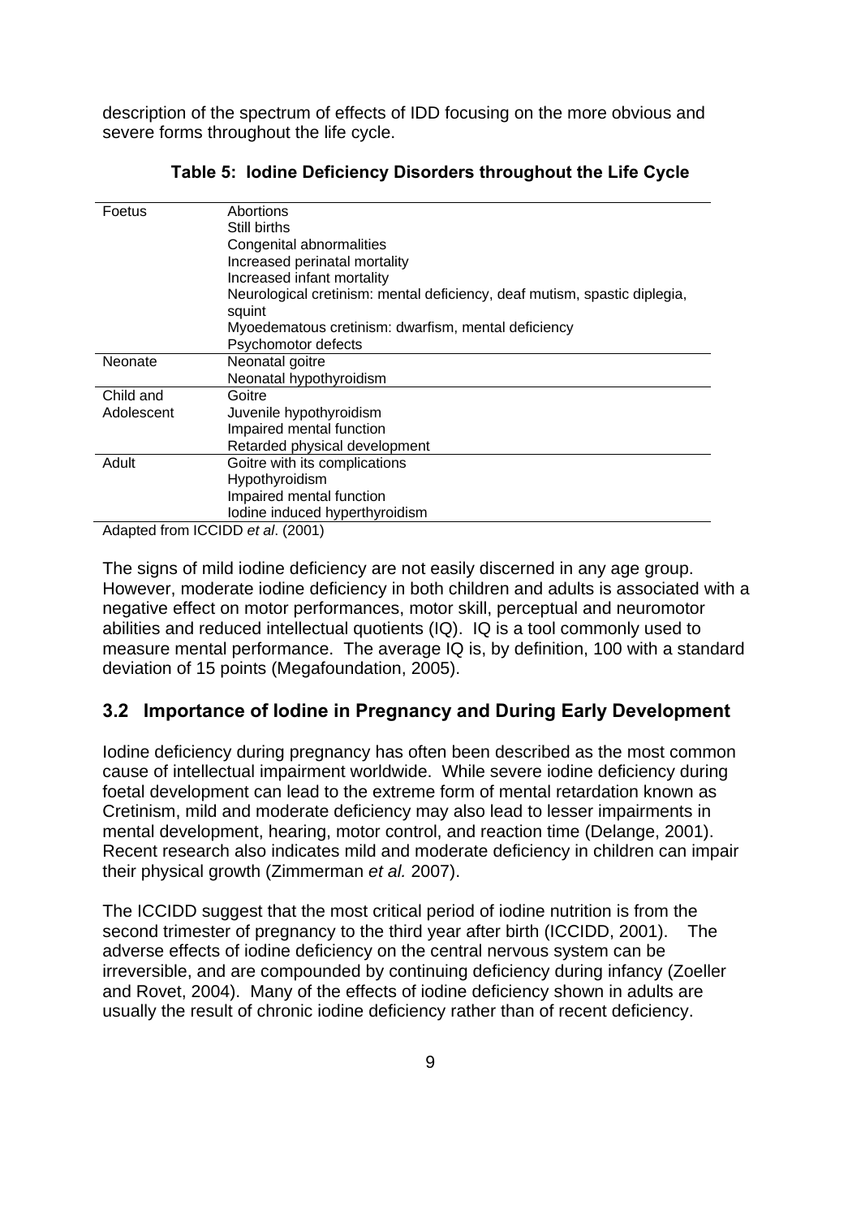description of the spectrum of effects of IDD focusing on the more obvious and severe forms throughout the life cycle.

**Table 5: Iodine Deficiency Disorders throughout the Life Cycle**

| | |
|---|---|
| Foetus | Abortions<br>Still births<br>Congenital abnormalities<br>Increased perinatal mortality<br>Increased infant mortality<br>Neurological cretinism: mental deficiency, deaf mutism, spastic diplegia, squint<br>Myoedematous cretinism: dwarfism, mental deficiency<br>Psychomotor defects |
| Neonate | Neonatal goitre<br>Neonatal hypothyroidism |
| Child and Adolescent | Goitre<br>Juvenile hypothyroidism<br>Impaired mental function<br>Retarded physical development |
| Adult | Goitre with its complications<br>Hypothyroidism<br>Impaired mental function<br>Iodine induced hyperthyroidism |

Adapted from ICCIDD *et al*. (2001)

The signs of mild iodine deficiency are not easily discerned in any age group. However, moderate iodine deficiency in both children and adults is associated with a negative effect on motor performances, motor skill, perceptual and neuromotor abilities and reduced intellectual quotients (IQ). IQ is a tool commonly used to measure mental performance. The average IQ is, by definition, 100 with a standard deviation of 15 points (Megafoundation, 2005).

## 3.2 Importance of Iodine in Pregnancy and During Early Development

Iodine deficiency during pregnancy has often been described as the most common cause of intellectual impairment worldwide. While severe iodine deficiency during foetal development can lead to the extreme form of mental retardation known as Cretinism, mild and moderate deficiency may also lead to lesser impairments in mental development, hearing, motor control, and reaction time (Delange, 2001). Recent research also indicates mild and moderate deficiency in children can impair their physical growth (Zimmerman *et al.* 2007).

The ICCIDD suggest that the most critical period of iodine nutrition is from the second trimester of pregnancy to the third year after birth (ICCIDD, 2001). The adverse effects of iodine deficiency on the central nervous system can be irreversible, and are compounded by continuing deficiency during infancy (Zoeller and Rovet, 2004). Many of the effects of iodine deficiency shown in adults are usually the result of chronic iodine deficiency rather than of recent deficiency.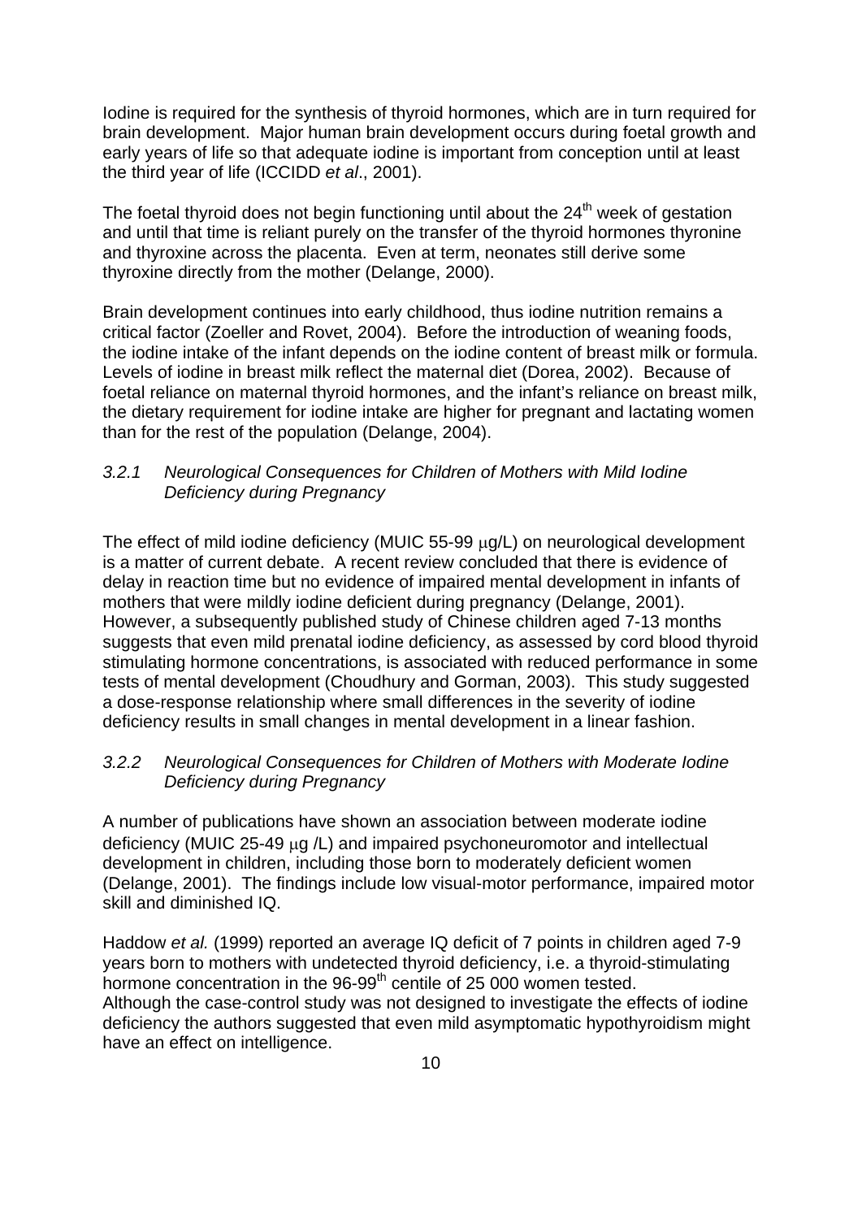Iodine is required for the synthesis of thyroid hormones, which are in turn required for brain development. Major human brain development occurs during foetal growth and early years of life so that adequate iodine is important from conception until at least the third year of life (ICCIDD *et al*., 2001).

The foetal thyroid does not begin functioning until about the 24$^{th}$ week of gestation and until that time is reliant purely on the transfer of the thyroid hormones thyronine and thyroxine across the placenta. Even at term, neonates still derive some thyroxine directly from the mother (Delange, 2000).

Brain development continues into early childhood, thus iodine nutrition remains a critical factor (Zoeller and Rovet, 2004). Before the introduction of weaning foods, the iodine intake of the infant depends on the iodine content of breast milk or formula. Levels of iodine in breast milk reflect the maternal diet (Dorea, 2002). Because of foetal reliance on maternal thyroid hormones, and the infant's reliance on breast milk, the dietary requirement for iodine intake are higher for pregnant and lactating women than for the rest of the population (Delange, 2004).

### *3.2.1 Neurological Consequences for Children of Mothers with Mild Iodine Deficiency during Pregnancy*

The effect of mild iodine deficiency (MUIC 55-99 μg/L) on neurological development is a matter of current debate. A recent review concluded that there is evidence of delay in reaction time but no evidence of impaired mental development in infants of mothers that were mildly iodine deficient during pregnancy (Delange, 2001). However, a subsequently published study of Chinese children aged 7-13 months suggests that even mild prenatal iodine deficiency, as assessed by cord blood thyroid stimulating hormone concentrations, is associated with reduced performance in some tests of mental development (Choudhury and Gorman, 2003). This study suggested a dose-response relationship where small differences in the severity of iodine deficiency results in small changes in mental development in a linear fashion.

### *3.2.2 Neurological Consequences for Children of Mothers with Moderate Iodine Deficiency during Pregnancy*

A number of publications have shown an association between moderate iodine deficiency (MUIC 25-49 μg /L) and impaired psychoneuromotor and intellectual development in children, including those born to moderately deficient women (Delange, 2001). The findings include low visual-motor performance, impaired motor skill and diminished IQ.

Haddow *et al.* (1999) reported an average IQ deficit of 7 points in children aged 7-9 years born to mothers with undetected thyroid deficiency, i.e. a thyroid-stimulating hormone concentration in the 96-99$^{th}$ centile of 25 000 women tested. Although the case-control study was not designed to investigate the effects of iodine deficiency the authors suggested that even mild asymptomatic hypothyroidism might have an effect on intelligence.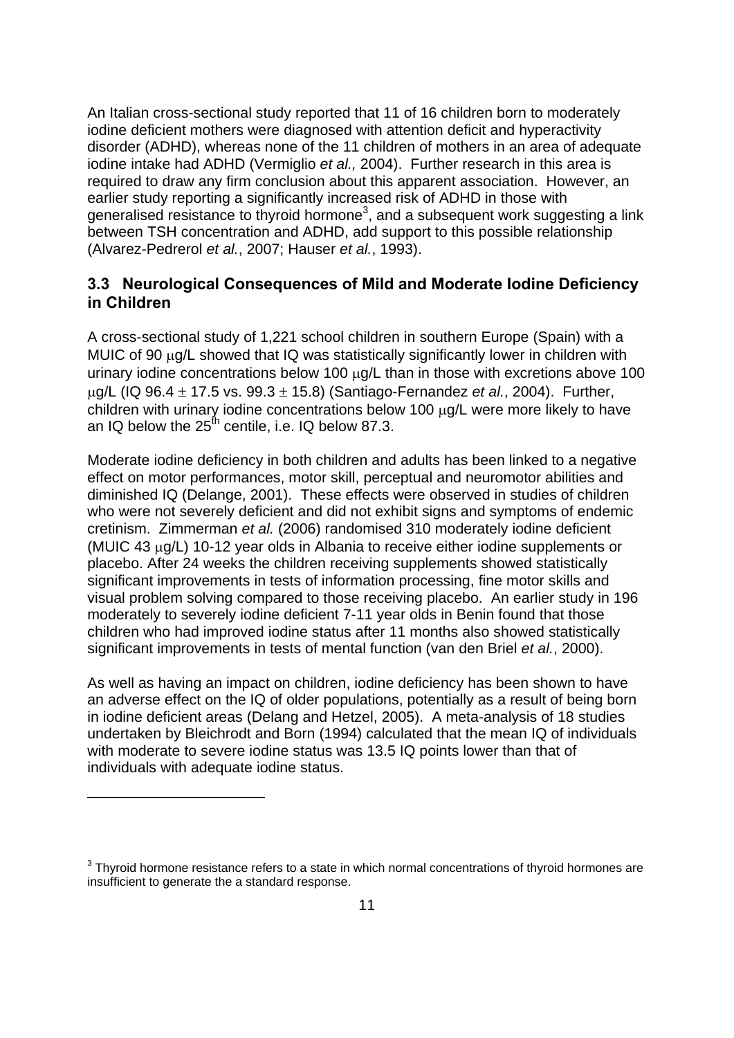An Italian cross-sectional study reported that 11 of 16 children born to moderately iodine deficient mothers were diagnosed with attention deficit and hyperactivity disorder (ADHD), whereas none of the 11 children of mothers in an area of adequate iodine intake had ADHD (Vermiglio *et al.,* 2004). Further research in this area is required to draw any firm conclusion about this apparent association. However, an earlier study reporting a significantly increased risk of ADHD in those with generalised resistance to thyroid hormone[3], and a subsequent work suggesting a link between TSH concentration and ADHD, add support to this possible relationship (Alvarez-Pedrerol *et al.*, 2007; Hauser *et al.*, 1993).

### 3.3 Neurological Consequences of Mild and Moderate Iodine Deficiency in Children

A cross-sectional study of 1,221 school children in southern Europe (Spain) with a MUIC of 90 μg/L showed that IQ was statistically significantly lower in children with urinary iodine concentrations below 100 μg/L than in those with excretions above 100 μg/L (IQ 96.4 ± 17.5 vs. 99.3 ± 15.8) (Santiago-Fernandez *et al.*, 2004). Further, children with urinary iodine concentrations below 100 μg/L were more likely to have an IQ below the 25$^{th}$ centile, i.e. IQ below 87.3.

Moderate iodine deficiency in both children and adults has been linked to a negative effect on motor performances, motor skill, perceptual and neuromotor abilities and diminished IQ (Delange, 2001). These effects were observed in studies of children who were not severely deficient and did not exhibit signs and symptoms of endemic cretinism. Zimmerman *et al.* (2006) randomised 310 moderately iodine deficient (MUIC 43 μg/L) 10-12 year olds in Albania to receive either iodine supplements or placebo. After 24 weeks the children receiving supplements showed statistically significant improvements in tests of information processing, fine motor skills and visual problem solving compared to those receiving placebo. An earlier study in 196 moderately to severely iodine deficient 7-11 year olds in Benin found that those children who had improved iodine status after 11 months also showed statistically significant improvements in tests of mental function (van den Briel *et al.*, 2000).

As well as having an impact on children, iodine deficiency has been shown to have an adverse effect on the IQ of older populations, potentially as a result of being born in iodine deficient areas (Delang and Hetzel, 2005). A meta-analysis of 18 studies undertaken by Bleichrodt and Born (1994) calculated that the mean IQ of individuals with moderate to severe iodine status was 13.5 IQ points lower than that of individuals with adequate iodine status.

---

[3] Thyroid hormone resistance refers to a state in which normal concentrations of thyroid hormones are insufficient to generate the a standard response.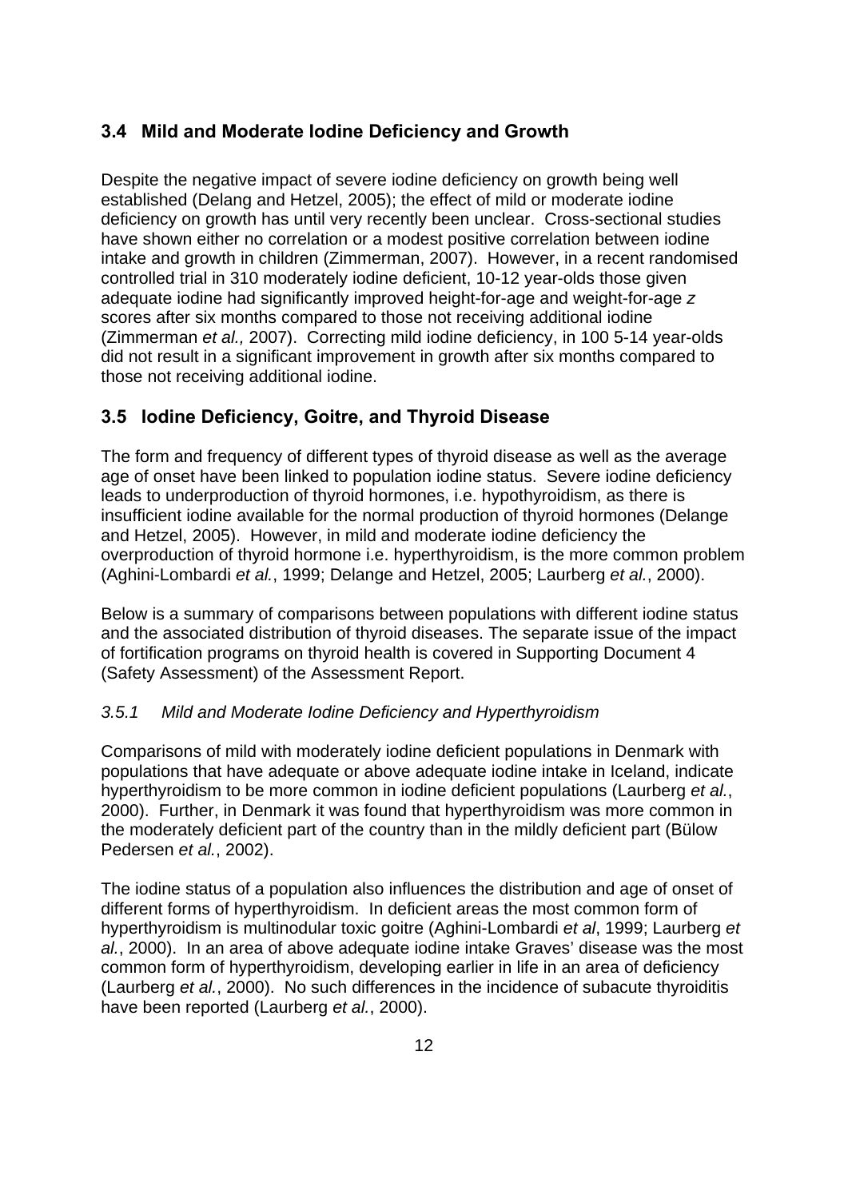## 3.4 Mild and Moderate Iodine Deficiency and Growth

Despite the negative impact of severe iodine deficiency on growth being well established (Delang and Hetzel, 2005); the effect of mild or moderate iodine deficiency on growth has until very recently been unclear. Cross-sectional studies have shown either no correlation or a modest positive correlation between iodine intake and growth in children (Zimmerman, 2007). However, in a recent randomised controlled trial in 310 moderately iodine deficient, 10-12 year-olds those given adequate iodine had significantly improved height-for-age and weight-for-age *z* scores after six months compared to those not receiving additional iodine (Zimmerman *et al.,* 2007). Correcting mild iodine deficiency, in 100 5-14 year-olds did not result in a significant improvement in growth after six months compared to those not receiving additional iodine.

## 3.5 Iodine Deficiency, Goitre, and Thyroid Disease

The form and frequency of different types of thyroid disease as well as the average age of onset have been linked to population iodine status. Severe iodine deficiency leads to underproduction of thyroid hormones, i.e. hypothyroidism, as there is insufficient iodine available for the normal production of thyroid hormones (Delange and Hetzel, 2005). However, in mild and moderate iodine deficiency the overproduction of thyroid hormone i.e. hyperthyroidism, is the more common problem (Aghini-Lombardi *et al.*, 1999; Delange and Hetzel, 2005; Laurberg *et al.*, 2000).

Below is a summary of comparisons between populations with different iodine status and the associated distribution of thyroid diseases. The separate issue of the impact of fortification programs on thyroid health is covered in Supporting Document 4 (Safety Assessment) of the Assessment Report.

### *3.5.1 Mild and Moderate Iodine Deficiency and Hyperthyroidism*

Comparisons of mild with moderately iodine deficient populations in Denmark with populations that have adequate or above adequate iodine intake in Iceland, indicate hyperthyroidism to be more common in iodine deficient populations (Laurberg *et al.*, 2000). Further, in Denmark it was found that hyperthyroidism was more common in the moderately deficient part of the country than in the mildly deficient part (Bülow Pedersen *et al.*, 2002).

The iodine status of a population also influences the distribution and age of onset of different forms of hyperthyroidism. In deficient areas the most common form of hyperthyroidism is multinodular toxic goitre (Aghini-Lombardi *et al*, 1999; Laurberg *et al.*, 2000). In an area of above adequate iodine intake Graves' disease was the most common form of hyperthyroidism, developing earlier in life in an area of deficiency (Laurberg *et al.*, 2000). No such differences in the incidence of subacute thyroiditis have been reported (Laurberg *et al.*, 2000).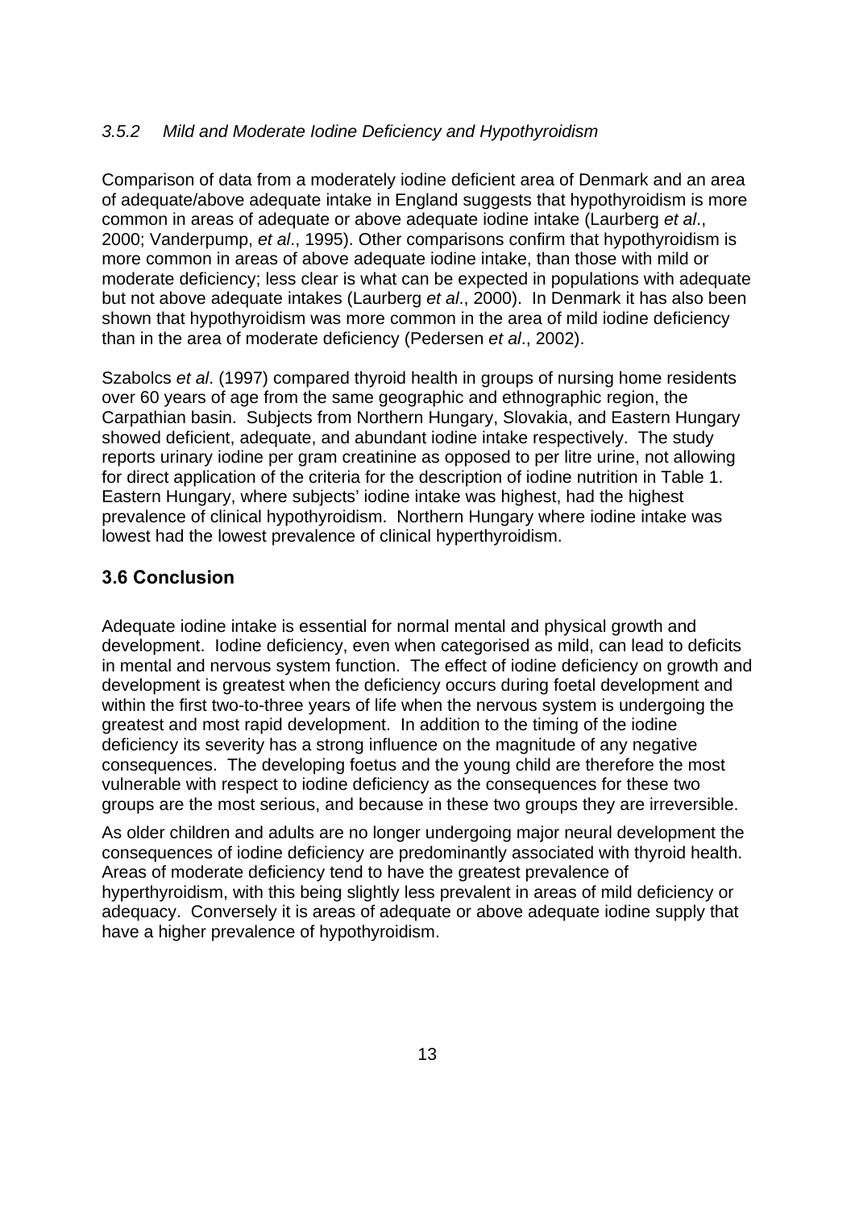### *3.5.2 Mild and Moderate Iodine Deficiency and Hypothyroidism*

Comparison of data from a moderately iodine deficient area of Denmark and an area of adequate/above adequate intake in England suggests that hypothyroidism is more common in areas of adequate or above adequate iodine intake (Laurberg *et al*., 2000; Vanderpump, *et al*., 1995). Other comparisons confirm that hypothyroidism is more common in areas of above adequate iodine intake, than those with mild or moderate deficiency; less clear is what can be expected in populations with adequate but not above adequate intakes (Laurberg *et al*., 2000). In Denmark it has also been shown that hypothyroidism was more common in the area of mild iodine deficiency than in the area of moderate deficiency (Pedersen *et al*., 2002).

Szabolcs *et al*. (1997) compared thyroid health in groups of nursing home residents over 60 years of age from the same geographic and ethnographic region, the Carpathian basin. Subjects from Northern Hungary, Slovakia, and Eastern Hungary showed deficient, adequate, and abundant iodine intake respectively. The study reports urinary iodine per gram creatinine as opposed to per litre urine, not allowing for direct application of the criteria for the description of iodine nutrition in Table 1. Eastern Hungary, where subjects' iodine intake was highest, had the highest prevalence of clinical hypothyroidism. Northern Hungary where iodine intake was lowest had the lowest prevalence of clinical hyperthyroidism.

## 3.6 Conclusion

Adequate iodine intake is essential for normal mental and physical growth and development. Iodine deficiency, even when categorised as mild, can lead to deficits in mental and nervous system function. The effect of iodine deficiency on growth and development is greatest when the deficiency occurs during foetal development and within the first two-to-three years of life when the nervous system is undergoing the greatest and most rapid development. In addition to the timing of the iodine deficiency its severity has a strong influence on the magnitude of any negative consequences. The developing foetus and the young child are therefore the most vulnerable with respect to iodine deficiency as the consequences for these two groups are the most serious, and because in these two groups they are irreversible.

As older children and adults are no longer undergoing major neural development the consequences of iodine deficiency are predominantly associated with thyroid health. Areas of moderate deficiency tend to have the greatest prevalence of hyperthyroidism, with this being slightly less prevalent in areas of mild deficiency or adequacy. Conversely it is areas of adequate or above adequate iodine supply that have a higher prevalence of hypothyroidism.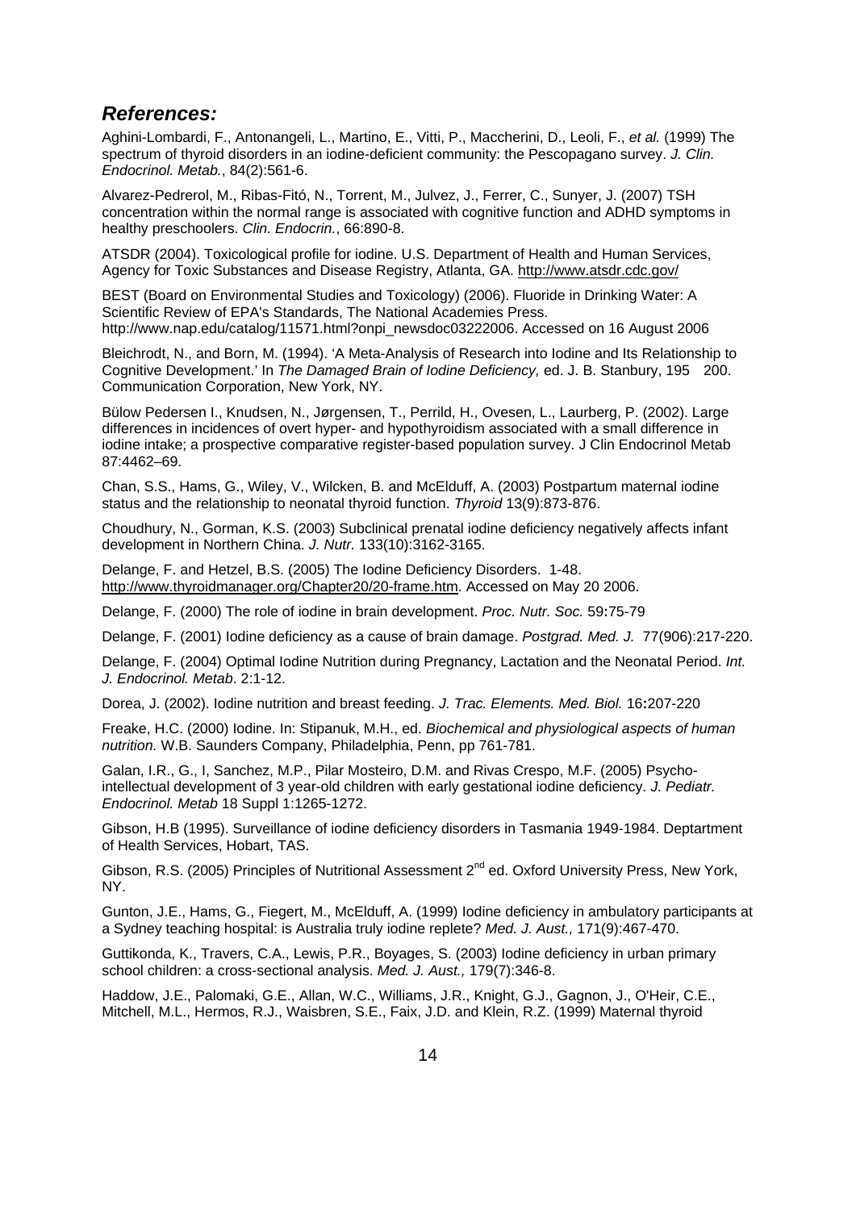## *References:*

Aghini-Lombardi, F., Antonangeli, L., Martino, E., Vitti, P., Maccherini, D., Leoli, F., *et al.* (1999) The spectrum of thyroid disorders in an iodine-deficient community: the Pescopagano survey. *J. Clin. Endocrinol. Metab.*, 84(2):561-6.

Alvarez-Pedrerol, M., Ribas-Fitó, N., Torrent, M., Julvez, J., Ferrer, C., Sunyer, J. (2007) TSH concentration within the normal range is associated with cognitive function and ADHD symptoms in healthy preschoolers. *Clin. Endocrin.*, 66:890-8.

ATSDR (2004). Toxicological profile for iodine. U.S. Department of Health and Human Services, Agency for Toxic Substances and Disease Registry, Atlanta, GA. http://www.atsdr.cdc.gov/

BEST (Board on Environmental Studies and Toxicology) (2006). Fluoride in Drinking Water: A Scientific Review of EPA's Standards, The National Academies Press. http://www.nap.edu/catalog/11571.html?onpi_newsdoc03222006. Accessed on 16 August 2006

Bleichrodt, N., and Born, M. (1994). 'A Meta-Analysis of Research into Iodine and Its Relationship to Cognitive Development.' In *The Damaged Brain of Iodine Deficiency,* ed. J. B. Stanbury, 195 200. Communication Corporation, New York, NY.

Bülow Pedersen I., Knudsen, N., Jørgensen, T., Perrild, H., Ovesen, L., Laurberg, P. (2002). Large differences in incidences of overt hyper- and hypothyroidism associated with a small difference in iodine intake; a prospective comparative register-based population survey. J Clin Endocrinol Metab 87:4462–69.

Chan, S.S., Hams, G., Wiley, V., Wilcken, B. and McElduff, A. (2003) Postpartum maternal iodine status and the relationship to neonatal thyroid function. *Thyroid* 13(9):873-876.

Choudhury, N., Gorman, K.S. (2003) Subclinical prenatal iodine deficiency negatively affects infant development in Northern China. *J. Nutr.* 133(10):3162-3165.

Delange, F. and Hetzel, B.S. (2005) The Iodine Deficiency Disorders. 1-48. http://www.thyroidmanager.org/Chapter20/20-frame.htm. Accessed on May 20 2006.

Delange, F. (2000) The role of iodine in brain development. *Proc. Nutr. Soc.* 59**:**75-79

Delange, F. (2001) Iodine deficiency as a cause of brain damage. *Postgrad. Med. J.* 77(906):217-220.

Delange, F. (2004) Optimal Iodine Nutrition during Pregnancy, Lactation and the Neonatal Period. *Int. J. Endocrinol. Metab*. 2:1-12.

Dorea, J. (2002). Iodine nutrition and breast feeding. *J. Trac. Elements. Med. Biol.* 16**:**207-220

Freake, H.C. (2000) Iodine. In: Stipanuk, M.H., ed. *Biochemical and physiological aspects of human nutrition.* W.B. Saunders Company, Philadelphia, Penn, pp 761-781.

Galan, I.R., G., I, Sanchez, M.P., Pilar Mosteiro, D.M. and Rivas Crespo, M.F. (2005) Psycho-intellectual development of 3 year-old children with early gestational iodine deficiency. *J. Pediatr. Endocrinol. Metab* 18 Suppl 1:1265-1272.

Gibson, H.B (1995). Surveillance of iodine deficiency disorders in Tasmania 1949-1984. Deptartment of Health Services, Hobart, TAS.

Gibson, R.S. (2005) Principles of Nutritional Assessment 2nd ed. Oxford University Press, New York, NY.

Gunton, J.E., Hams, G., Fiegert, M., McElduff, A. (1999) Iodine deficiency in ambulatory participants at a Sydney teaching hospital: is Australia truly iodine replete? *Med. J. Aust.,* 171(9):467-470.

Guttikonda, K., Travers, C.A., Lewis, P.R., Boyages, S. (2003) Iodine deficiency in urban primary school children: a cross-sectional analysis. *Med. J. Aust.,* 179(7):346-8.

Haddow, J.E., Palomaki, G.E., Allan, W.C., Williams, J.R., Knight, G.J., Gagnon, J., O'Heir, C.E., Mitchell, M.L., Hermos, R.J., Waisbren, S.E., Faix, J.D. and Klein, R.Z. (1999) Maternal thyroid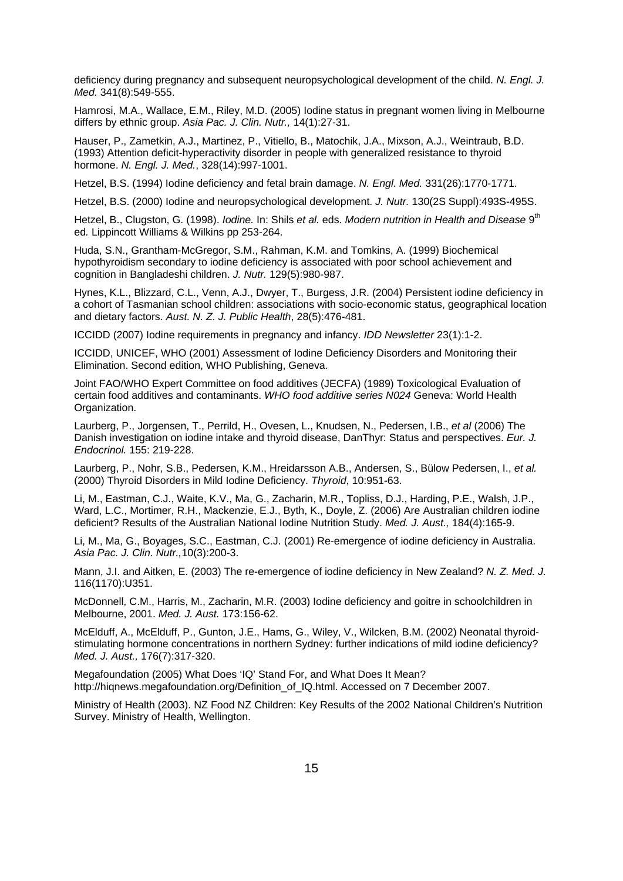deficiency during pregnancy and subsequent neuropsychological development of the child. *N. Engl. J. Med.* 341(8):549-555.

Hamrosi, M.A., Wallace, E.M., Riley, M.D. (2005) Iodine status in pregnant women living in Melbourne differs by ethnic group. *Asia Pac. J. Clin. Nutr.,* 14(1):27-31.

Hauser, P., Zametkin, A.J., Martinez, P., Vitiello, B., Matochik, J.A., Mixson, A.J., Weintraub, B.D. (1993) Attention deficit-hyperactivity disorder in people with generalized resistance to thyroid hormone. *N. Engl. J. Med.*, 328(14):997-1001.

Hetzel, B.S. (1994) Iodine deficiency and fetal brain damage. *N. Engl. Med.* 331(26):1770-1771.

Hetzel, B.S. (2000) Iodine and neuropsychological development. *J. Nutr.* 130(2S Suppl):493S-495S.

Hetzel, B., Clugston, G. (1998). *Iodine.* In: Shils *et al.* eds. *Modern nutrition in Health and Disease* 9th ed*.* Lippincott Williams & Wilkins pp 253-264.

Huda, S.N., Grantham-McGregor, S.M., Rahman, K.M. and Tomkins, A. (1999) Biochemical hypothyroidism secondary to iodine deficiency is associated with poor school achievement and cognition in Bangladeshi children. *J. Nutr.* 129(5):980-987.

Hynes, K.L., Blizzard, C.L., Venn, A.J., Dwyer, T., Burgess, J.R. (2004) Persistent iodine deficiency in a cohort of Tasmanian school children: associations with socio-economic status, geographical location and dietary factors. *Aust. N. Z. J. Public Health*, 28(5):476-481.

ICCIDD (2007) Iodine requirements in pregnancy and infancy. *IDD Newsletter* 23(1):1-2.

ICCIDD, UNICEF, WHO (2001) Assessment of Iodine Deficiency Disorders and Monitoring their Elimination. Second edition, WHO Publishing, Geneva.

Joint FAO/WHO Expert Committee on food additives (JECFA) (1989) Toxicological Evaluation of certain food additives and contaminants. *WHO food additive series N024* Geneva: World Health Organization.

Laurberg, P., Jorgensen, T., Perrild, H., Ovesen, L., Knudsen, N., Pedersen, I.B., *et al* (2006) The Danish investigation on iodine intake and thyroid disease, DanThyr: Status and perspectives. *Eur. J. Endocrinol.* 155: 219-228.

Laurberg, P., Nohr, S.B., Pedersen, K.M., Hreidarsson A.B., Andersen, S., Bülow Pedersen, I., *et al.* (2000) Thyroid Disorders in Mild Iodine Deficiency. *Thyroid*, 10:951-63.

Li, M., Eastman, C.J., Waite, K.V., Ma, G., Zacharin, M.R., Topliss, D.J., Harding, P.E., Walsh, J.P., Ward, L.C., Mortimer, R.H., Mackenzie, E.J., Byth, K., Doyle, Z. (2006) Are Australian children iodine deficient? Results of the Australian National Iodine Nutrition Study. *Med. J. Aust.,* 184(4):165-9.

Li, M., Ma, G., Boyages, S.C., Eastman, C.J. (2001) Re-emergence of iodine deficiency in Australia. *Asia Pac. J. Clin. Nutr.,*10(3):200-3.

Mann, J.I. and Aitken, E. (2003) The re-emergence of iodine deficiency in New Zealand? *N. Z. Med. J.* 116(1170):U351.

McDonnell, C.M., Harris, M., Zacharin, M.R. (2003) Iodine deficiency and goitre in schoolchildren in Melbourne, 2001. *Med. J. Aust.* 173:156-62.

McElduff, A., McElduff, P., Gunton, J.E., Hams, G., Wiley, V., Wilcken, B.M. (2002) Neonatal thyroid-stimulating hormone concentrations in northern Sydney: further indications of mild iodine deficiency? *Med. J. Aust.,* 176(7):317-320.

Megafoundation (2005) What Does 'IQ' Stand For, and What Does It Mean? http://hiqnews.megafoundation.org/Definition_of_IQ.html. Accessed on 7 December 2007.

Ministry of Health (2003). NZ Food NZ Children: Key Results of the 2002 National Children's Nutrition Survey. Ministry of Health, Wellington.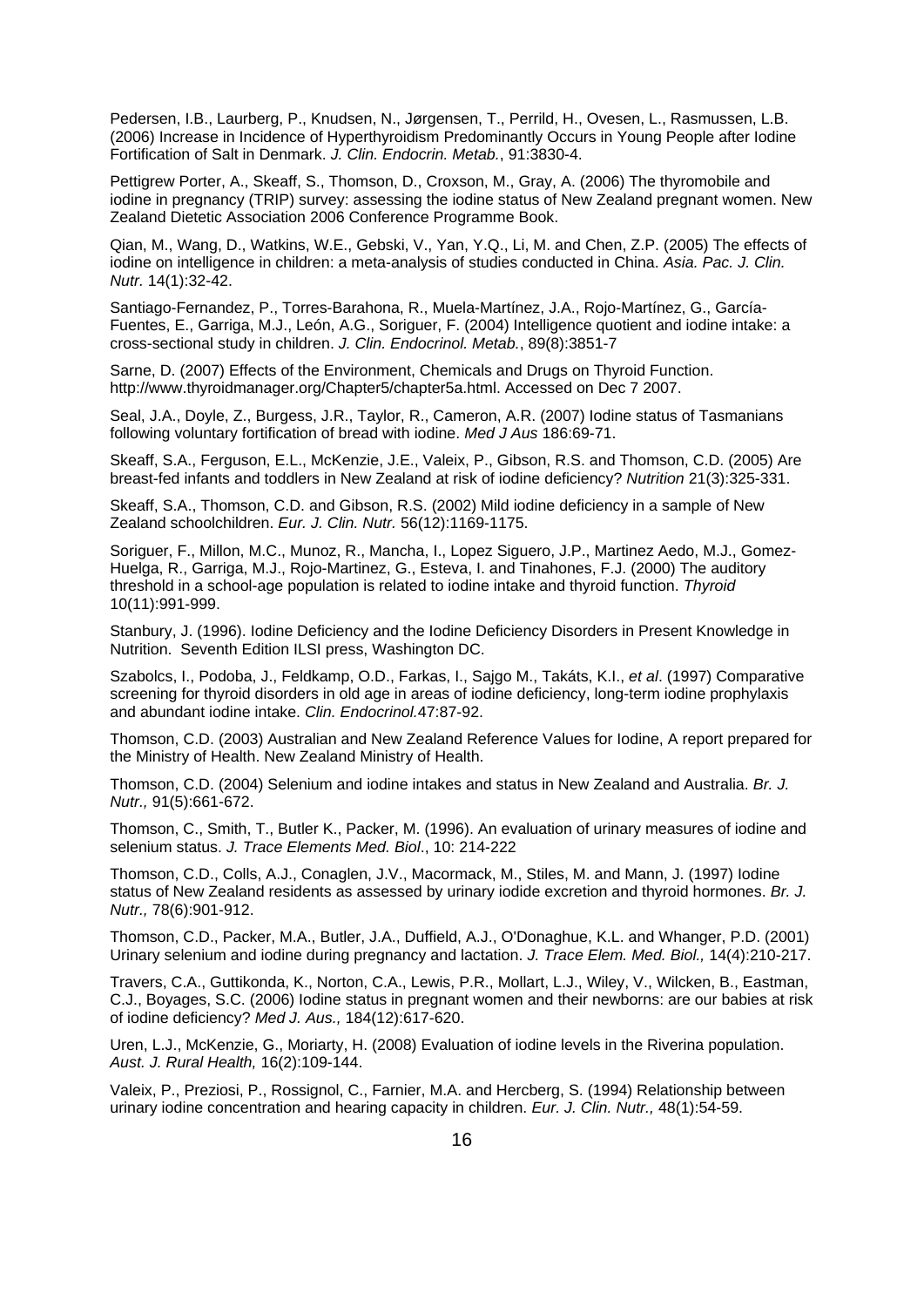Pedersen, I.B., Laurberg, P., Knudsen, N., Jørgensen, T., Perrild, H., Ovesen, L., Rasmussen, L.B. (2006) Increase in Incidence of Hyperthyroidism Predominantly Occurs in Young People after Iodine Fortification of Salt in Denmark. *J. Clin. Endocrin. Metab.*, 91:3830-4.

Pettigrew Porter, A., Skeaff, S., Thomson, D., Croxson, M., Gray, A. (2006) The thyromobile and iodine in pregnancy (TRIP) survey: assessing the iodine status of New Zealand pregnant women. New Zealand Dietetic Association 2006 Conference Programme Book.

Qian, M., Wang, D., Watkins, W.E., Gebski, V., Yan, Y.Q., Li, M. and Chen, Z.P. (2005) The effects of iodine on intelligence in children: a meta-analysis of studies conducted in China. *Asia. Pac. J. Clin. Nutr.* 14(1):32-42.

Santiago-Fernandez, P., Torres-Barahona, R., Muela-Martínez, J.A., Rojo-Martínez, G., García-Fuentes, E., Garriga, M.J., León, A.G., Soriguer, F. (2004) Intelligence quotient and iodine intake: a cross-sectional study in children. *J. Clin. Endocrinol. Metab.*, 89(8):3851-7

Sarne, D. (2007) Effects of the Environment, Chemicals and Drugs on Thyroid Function. http://www.thyroidmanager.org/Chapter5/chapter5a.html. Accessed on Dec 7 2007.

Seal, J.A., Doyle, Z., Burgess, J.R., Taylor, R., Cameron, A.R. (2007) Iodine status of Tasmanians following voluntary fortification of bread with iodine. *Med J Aus* 186:69-71.

Skeaff, S.A., Ferguson, E.L., McKenzie, J.E., Valeix, P., Gibson, R.S. and Thomson, C.D. (2005) Are breast-fed infants and toddlers in New Zealand at risk of iodine deficiency? *Nutrition* 21(3):325-331.

Skeaff, S.A., Thomson, C.D. and Gibson, R.S. (2002) Mild iodine deficiency in a sample of New Zealand schoolchildren. *Eur. J. Clin. Nutr.* 56(12):1169-1175.

Soriguer, F., Millon, M.C., Munoz, R., Mancha, I., Lopez Siguero, J.P., Martinez Aedo, M.J., Gomez-Huelga, R., Garriga, M.J., Rojo-Martinez, G., Esteva, I. and Tinahones, F.J. (2000) The auditory threshold in a school-age population is related to iodine intake and thyroid function. *Thyroid* 10(11):991-999.

Stanbury, J. (1996). Iodine Deficiency and the Iodine Deficiency Disorders in Present Knowledge in Nutrition. Seventh Edition ILSI press, Washington DC.

Szabolcs, I., Podoba, J., Feldkamp, O.D., Farkas, I., Sajgo M., Takáts, K.I., *et al*. (1997) Comparative screening for thyroid disorders in old age in areas of iodine deficiency, long-term iodine prophylaxis and abundant iodine intake. *Clin. Endocrinol.*47:87-92.

Thomson, C.D. (2003) Australian and New Zealand Reference Values for Iodine, A report prepared for the Ministry of Health. New Zealand Ministry of Health.

Thomson, C.D. (2004) Selenium and iodine intakes and status in New Zealand and Australia. *Br. J. Nutr.,* 91(5):661-672.

Thomson, C., Smith, T., Butler K., Packer, M. (1996). An evaluation of urinary measures of iodine and selenium status. *J. Trace Elements Med. Biol*., 10: 214-222

Thomson, C.D., Colls, A.J., Conaglen, J.V., Macormack, M., Stiles, M. and Mann, J. (1997) Iodine status of New Zealand residents as assessed by urinary iodide excretion and thyroid hormones. *Br. J. Nutr.,* 78(6):901-912.

Thomson, C.D., Packer, M.A., Butler, J.A., Duffield, A.J., O'Donaghue, K.L. and Whanger, P.D. (2001) Urinary selenium and iodine during pregnancy and lactation. *J. Trace Elem. Med. Biol.,* 14(4):210-217.

Travers, C.A., Guttikonda, K., Norton, C.A., Lewis, P.R., Mollart, L.J., Wiley, V., Wilcken, B., Eastman, C.J., Boyages, S.C. (2006) Iodine status in pregnant women and their newborns: are our babies at risk of iodine deficiency? *Med J. Aus.,* 184(12):617-620.

Uren, L.J., McKenzie, G., Moriarty, H. (2008) Evaluation of iodine levels in the Riverina population. *Aust. J. Rural Health,* 16(2):109-144.

Valeix, P., Preziosi, P., Rossignol, C., Farnier, M.A. and Hercberg, S. (1994) Relationship between urinary iodine concentration and hearing capacity in children. *Eur. J. Clin. Nutr.,* 48(1):54-59.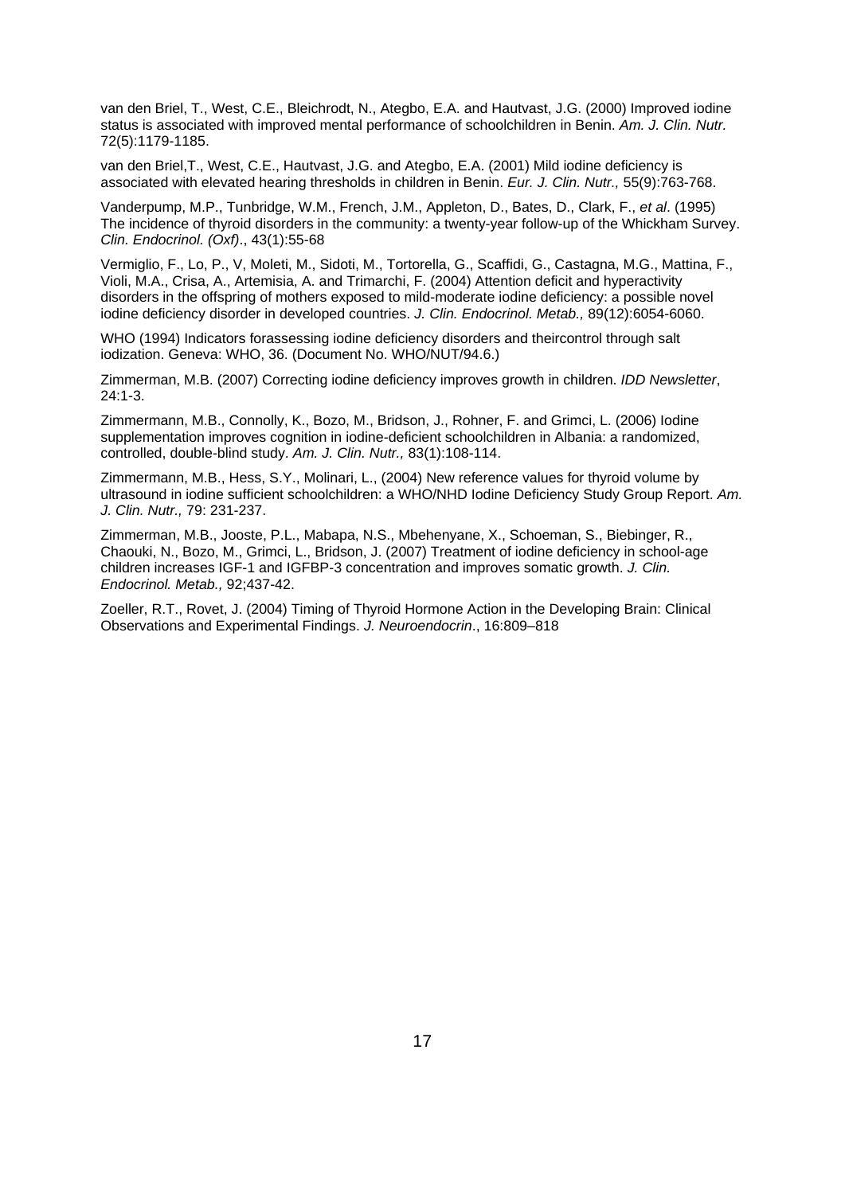van den Briel, T., West, C.E., Bleichrodt, N., Ategbo, E.A. and Hautvast, J.G. (2000) Improved iodine status is associated with improved mental performance of schoolchildren in Benin. *Am. J. Clin. Nutr.* 72(5):1179-1185.

van den Briel,T., West, C.E., Hautvast, J.G. and Ategbo, E.A. (2001) Mild iodine deficiency is associated with elevated hearing thresholds in children in Benin. *Eur. J. Clin. Nutr.,* 55(9):763-768.

Vanderpump, M.P., Tunbridge, W.M., French, J.M., Appleton, D., Bates, D., Clark, F., *et al*. (1995) The incidence of thyroid disorders in the community: a twenty-year follow-up of the Whickham Survey. *Clin. Endocrinol. (Oxf)*., 43(1):55-68

Vermiglio, F., Lo, P., V, Moleti, M., Sidoti, M., Tortorella, G., Scaffidi, G., Castagna, M.G., Mattina, F., Violi, M.A., Crisa, A., Artemisia, A. and Trimarchi, F. (2004) Attention deficit and hyperactivity disorders in the offspring of mothers exposed to mild-moderate iodine deficiency: a possible novel iodine deficiency disorder in developed countries. *J. Clin. Endocrinol. Metab.,* 89(12):6054-6060.

WHO (1994) Indicators forassessing iodine deficiency disorders and theircontrol through salt iodization. Geneva: WHO, 36. (Document No. WHO/NUT/94.6.)

Zimmerman, M.B. (2007) Correcting iodine deficiency improves growth in children. *IDD Newsletter*, 24:1-3.

Zimmermann, M.B., Connolly, K., Bozo, M., Bridson, J., Rohner, F. and Grimci, L. (2006) Iodine supplementation improves cognition in iodine-deficient schoolchildren in Albania: a randomized, controlled, double-blind study. *Am. J. Clin. Nutr.,* 83(1):108-114.

Zimmermann, M.B., Hess, S.Y., Molinari, L., (2004) New reference values for thyroid volume by ultrasound in iodine sufficient schoolchildren: a WHO/NHD Iodine Deficiency Study Group Report. *Am. J. Clin. Nutr.,* 79: 231-237.

Zimmerman, M.B., Jooste, P.L., Mabapa, N.S., Mbehenyane, X., Schoeman, S., Biebinger, R., Chaouki, N., Bozo, M., Grimci, L., Bridson, J. (2007) Treatment of iodine deficiency in school-age children increases IGF-1 and IGFBP-3 concentration and improves somatic growth. *J. Clin. Endocrinol. Metab.,* 92;437-42.

Zoeller, R.T., Rovet, J. (2004) Timing of Thyroid Hormone Action in the Developing Brain: Clinical Observations and Experimental Findings. *J. Neuroendocrin*., 16:809–818